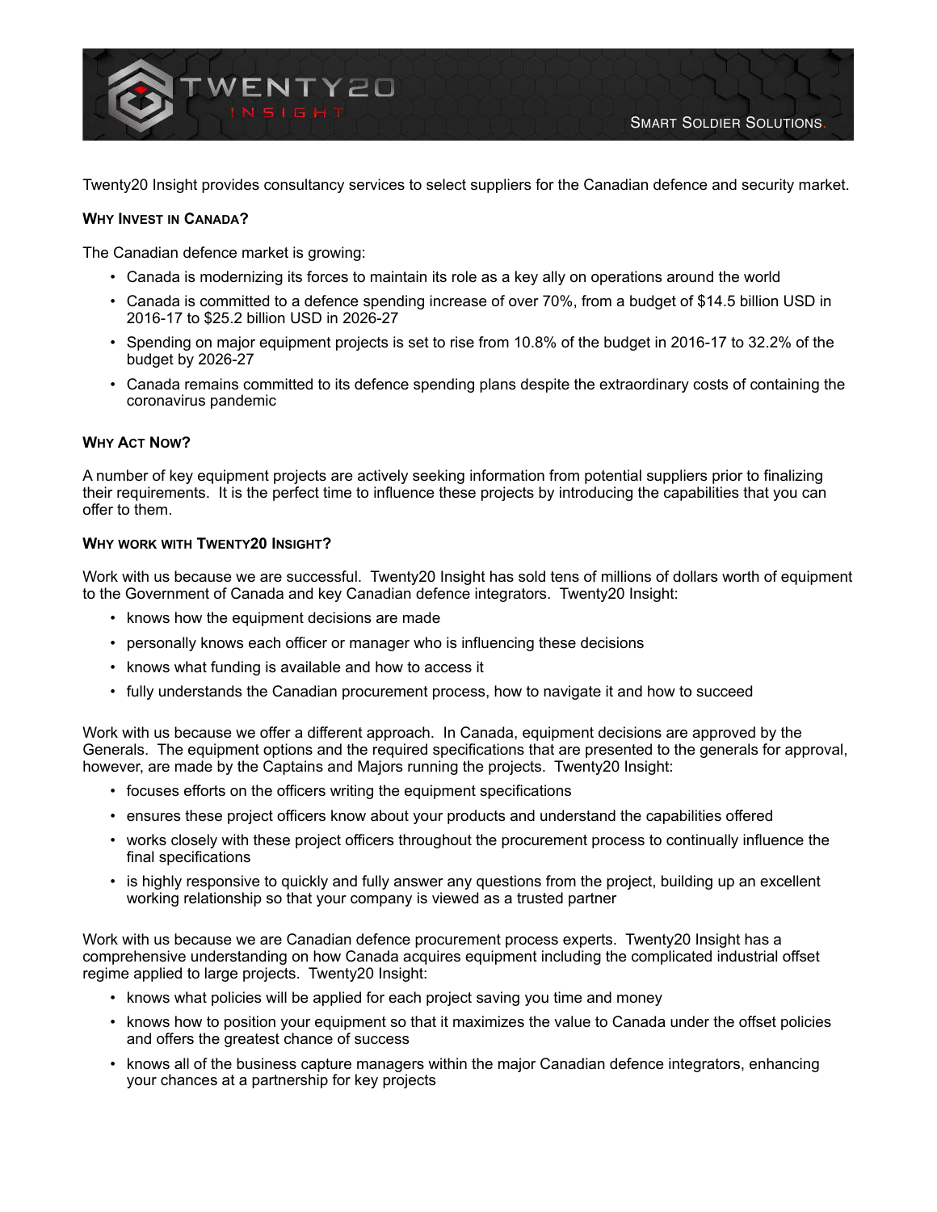# TWENTY20 INSIGHT

SMART SOLDIER SOLUTIONS.

Twenty20 Insight provides consultancy services to select suppliers for the Canadian defence and security market.

**WHY INVEST IN CANADA?**

The Canadian defence market is growing:

- Canada is modernizing its forces to maintain its role as a key ally on operations around the world
- Canada is committed to a defence spending increase of over 70%, from a budget of $14.5 billion USD in 2016-17 to $25.2 billion USD in 2026-27
- Spending on major equipment projects is set to rise from 10.8% of the budget in 2016-17 to 32.2% of the budget by 2026-27
- Canada remains committed to its defence spending plans despite the extraordinary costs of containing the coronavirus pandemic

**WHY ACT NOW?**

A number of key equipment projects are actively seeking information from potential suppliers prior to finalizing their requirements. It is the perfect time to influence these projects by introducing the capabilities that you can offer to them.

**WHY WORK WITH TWENTY20 INSIGHT?**

Work with us because we are successful. Twenty20 Insight has sold tens of millions of dollars worth of equipment to the Government of Canada and key Canadian defence integrators. Twenty20 Insight:

- knows how the equipment decisions are made
- personally knows each officer or manager who is influencing these decisions
- knows what funding is available and how to access it
- fully understands the Canadian procurement process, how to navigate it and how to succeed

Work with us because we offer a different approach. In Canada, equipment decisions are approved by the Generals. The equipment options and the required specifications that are presented to the generals for approval, however, are made by the Captains and Majors running the projects. Twenty20 Insight:

- focuses efforts on the officers writing the equipment specifications
- ensures these project officers know about your products and understand the capabilities offered
- works closely with these project officers throughout the procurement process to continually influence the final specifications
- is highly responsive to quickly and fully answer any questions from the project, building up an excellent working relationship so that your company is viewed as a trusted partner

Work with us because we are Canadian defence procurement process experts. Twenty20 Insight has a comprehensive understanding on how Canada acquires equipment including the complicated industrial offset regime applied to large projects. Twenty20 Insight:

- knows what policies will be applied for each project saving you time and money
- knows how to position your equipment so that it maximizes the value to Canada under the offset policies and offers the greatest chance of success
- knows all of the business capture managers within the major Canadian defence integrators, enhancing your chances at a partnership for key projects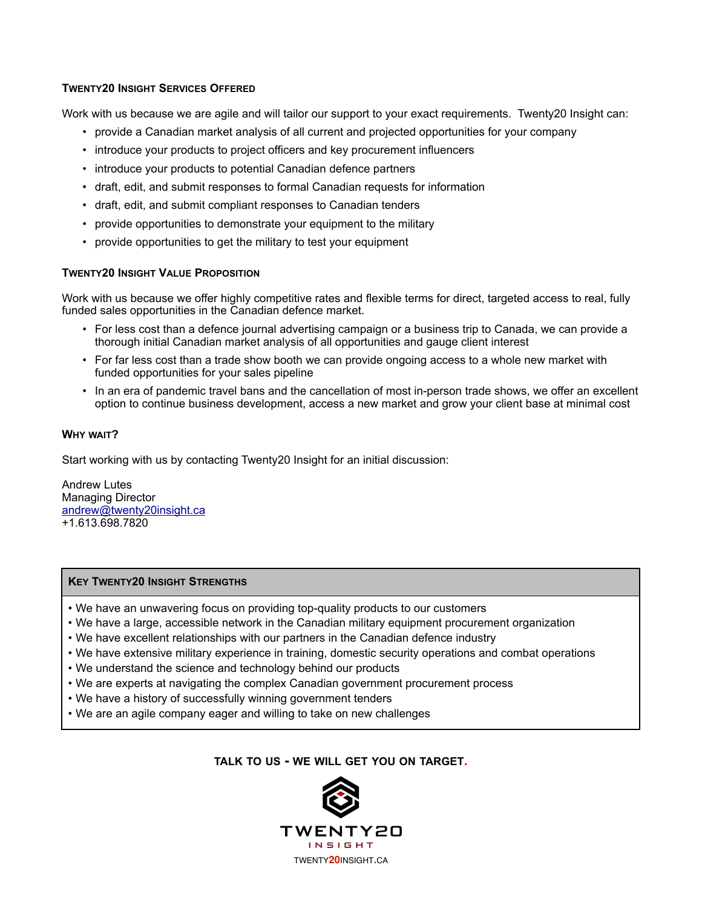### Twenty20 Insight Services Offered

Work with us because we are agile and will tailor our support to your exact requirements. Twenty20 Insight can:

- provide a Canadian market analysis of all current and projected opportunities for your company
- introduce your products to project officers and key procurement influencers
- introduce your products to potential Canadian defence partners
- draft, edit, and submit responses to formal Canadian requests for information
- draft, edit, and submit compliant responses to Canadian tenders
- provide opportunities to demonstrate your equipment to the military
- provide opportunities to get the military to test your equipment

### Twenty20 Insight Value Proposition

Work with us because we offer highly competitive rates and flexible terms for direct, targeted access to real, fully funded sales opportunities in the Canadian defence market.

- For less cost than a defence journal advertising campaign or a business trip to Canada, we can provide a thorough initial Canadian market analysis of all opportunities and gauge client interest
- For far less cost than a trade show booth we can provide ongoing access to a whole new market with funded opportunities for your sales pipeline
- In an era of pandemic travel bans and the cancellation of most in-person trade shows, we offer an excellent option to continue business development, access a new market and grow your client base at minimal cost

### Why wait?

Start working with us by contacting Twenty20 Insight for an initial discussion:

Andrew Lutes
Managing Director
andrew@twenty20insight.ca
+1.613.698.7820

| Key Twenty20 Insight Strengths |
| --- |
| • We have an unwavering focus on providing top-quality products to our customers<br>• We have a large, accessible network in the Canadian military equipment procurement organization<br>• We have excellent relationships with our partners in the Canadian defence industry<br>• We have extensive military experience in training, domestic security operations and combat operations<br>• We understand the science and technology behind our products<br>• We are experts at navigating the complex Canadian government procurement process<br>• We have a history of successfully winning government tenders<br>• We are an agile company eager and willing to take on new challenges |

**TALK TO US - WE WILL GET YOU ON TARGET.**

TWENTY20
INSIGHT
TWENTY20INSIGHT.CA